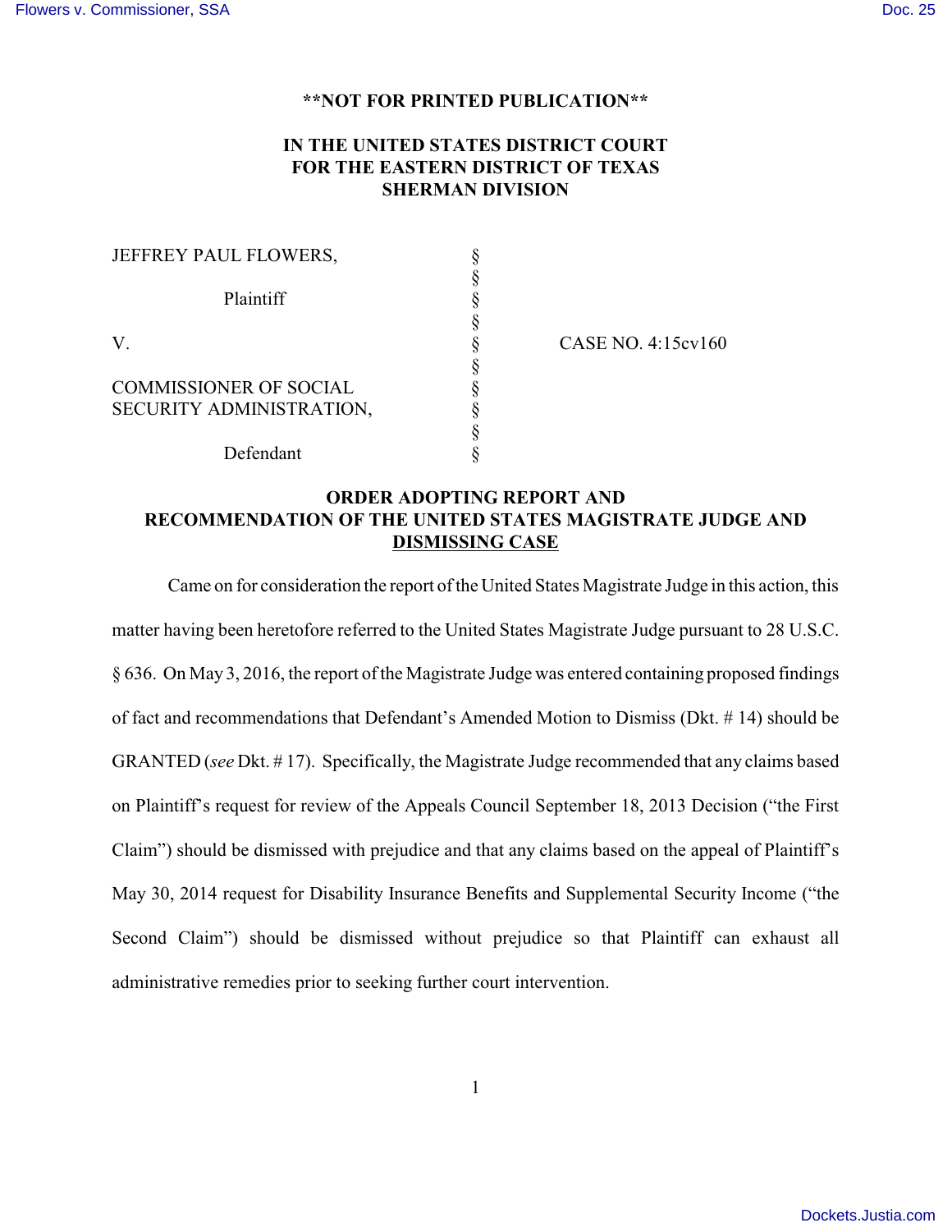**NOT FOR PRINTED PUBLICATION**

# IN THE UNITED STATES DISTRICT COURT FOR THE EASTERN DISTRICT OF TEXAS SHERMAN DIVISION

| | | |
|---|---|---|
| JEFFREY PAUL FLOWERS, | § | |
| | § | |
| Plaintiff | § | |
| | § | |
| V. | § | CASE NO. 4:15cv160 |
| | § | |
| COMMISSIONER OF SOCIAL SECURITY ADMINISTRATION, | § | |
| | § | |
| Defendant | § | |

## ORDER ADOPTING REPORT AND RECOMMENDATION OF THE UNITED STATES MAGISTRATE JUDGE AND DISMISSING CASE

Came on for consideration the report of the United States Magistrate Judge in this action, this matter having been heretofore referred to the United States Magistrate Judge pursuant to 28 U.S.C. § 636. On May 3, 2016, the report of the Magistrate Judge was entered containing proposed findings of fact and recommendations that Defendant's Amended Motion to Dismiss (Dkt. # 14) should be GRANTED (*see* Dkt. # 17). Specifically, the Magistrate Judge recommended that any claims based on Plaintiff's request for review of the Appeals Council September 18, 2013 Decision ("the First Claim") should be dismissed with prejudice and that any claims based on the appeal of Plaintiff's May 30, 2014 request for Disability Insurance Benefits and Supplemental Security Income ("the Second Claim") should be dismissed without prejudice so that Plaintiff can exhaust all administrative remedies prior to seeking further court intervention.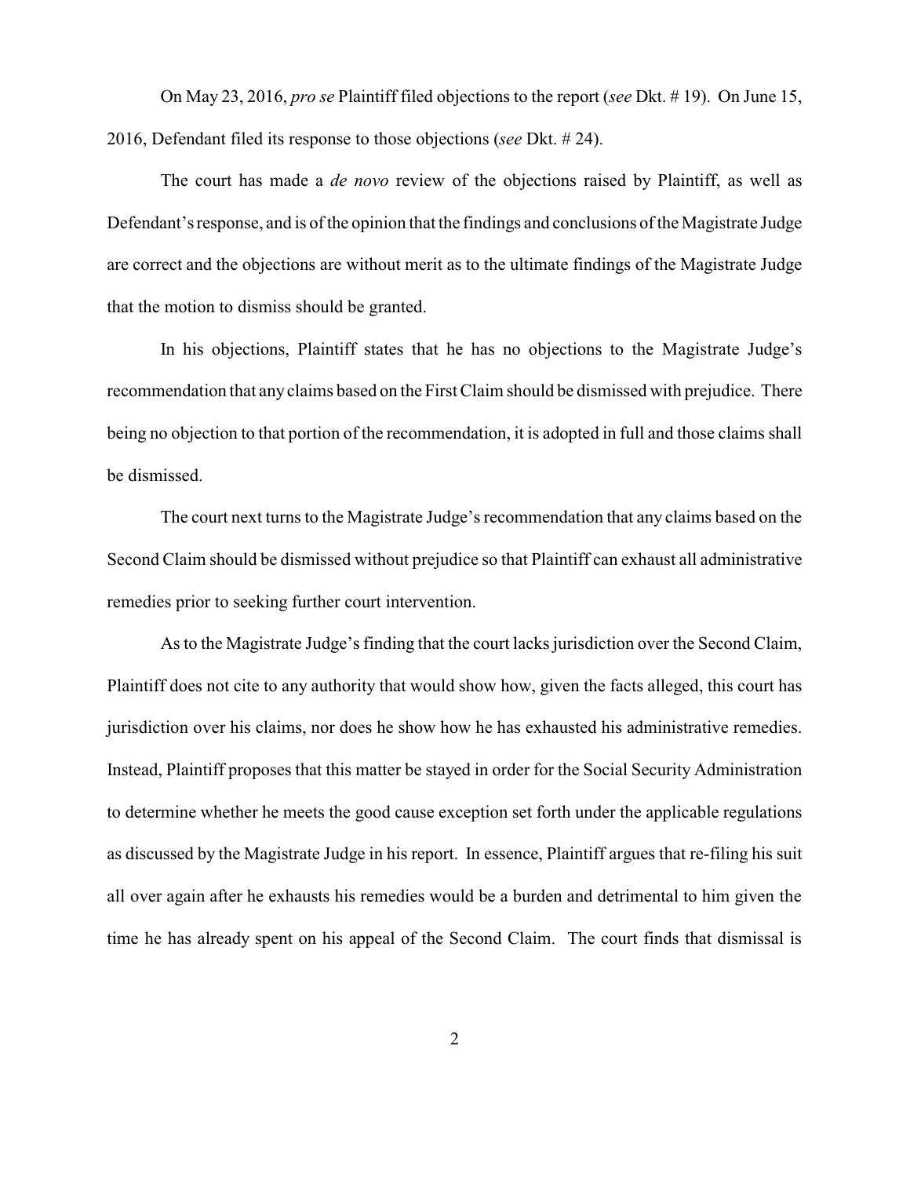On May 23, 2016, *pro se* Plaintiff filed objections to the report (*see* Dkt. # 19). On June 15, 2016, Defendant filed its response to those objections (*see* Dkt. # 24).

The court has made a *de novo* review of the objections raised by Plaintiff, as well as Defendant's response, and is of the opinion that the findings and conclusions of the Magistrate Judge are correct and the objections are without merit as to the ultimate findings of the Magistrate Judge that the motion to dismiss should be granted.

In his objections, Plaintiff states that he has no objections to the Magistrate Judge's recommendation that any claims based on the First Claim should be dismissed with prejudice. There being no objection to that portion of the recommendation, it is adopted in full and those claims shall be dismissed.

The court next turns to the Magistrate Judge's recommendation that any claims based on the Second Claim should be dismissed without prejudice so that Plaintiff can exhaust all administrative remedies prior to seeking further court intervention.

As to the Magistrate Judge's finding that the court lacks jurisdiction over the Second Claim, Plaintiff does not cite to any authority that would show how, given the facts alleged, this court has jurisdiction over his claims, nor does he show how he has exhausted his administrative remedies. Instead, Plaintiff proposes that this matter be stayed in order for the Social Security Administration to determine whether he meets the good cause exception set forth under the applicable regulations as discussed by the Magistrate Judge in his report. In essence, Plaintiff argues that re-filing his suit all over again after he exhausts his remedies would be a burden and detrimental to him given the time he has already spent on his appeal of the Second Claim. The court finds that dismissal is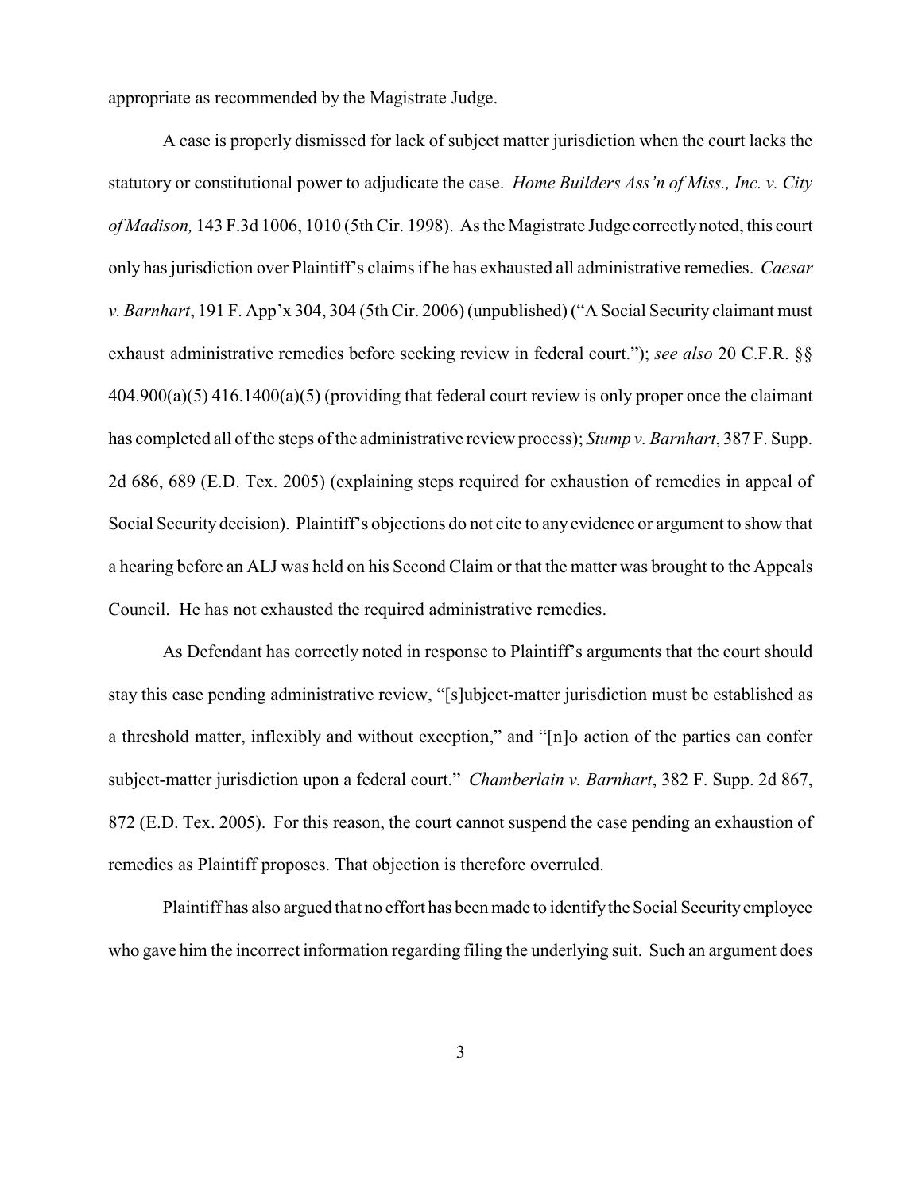appropriate as recommended by the Magistrate Judge.

A case is properly dismissed for lack of subject matter jurisdiction when the court lacks the statutory or constitutional power to adjudicate the case. *Home Builders Ass'n of Miss., Inc. v. City of Madison,* 143 F.3d 1006, 1010 (5th Cir. 1998). As the Magistrate Judge correctly noted, this court only has jurisdiction over Plaintiff's claims if he has exhausted all administrative remedies. *Caesar v. Barnhart*, 191 F. App'x 304, 304 (5th Cir. 2006) (unpublished) ("A Social Security claimant must exhaust administrative remedies before seeking review in federal court."); *see also* 20 C.F.R. §§ 404.900(a)(5) 416.1400(a)(5) (providing that federal court review is only proper once the claimant has completed all of the steps of the administrative review process); *Stump v. Barnhart*, 387 F. Supp. 2d 686, 689 (E.D. Tex. 2005) (explaining steps required for exhaustion of remedies in appeal of Social Security decision). Plaintiff's objections do not cite to any evidence or argument to show that a hearing before an ALJ was held on his Second Claim or that the matter was brought to the Appeals Council. He has not exhausted the required administrative remedies.

As Defendant has correctly noted in response to Plaintiff's arguments that the court should stay this case pending administrative review, "[s]ubject-matter jurisdiction must be established as a threshold matter, inflexibly and without exception," and "[n]o action of the parties can confer subject-matter jurisdiction upon a federal court." *Chamberlain v. Barnhart*, 382 F. Supp. 2d 867, 872 (E.D. Tex. 2005). For this reason, the court cannot suspend the case pending an exhaustion of remedies as Plaintiff proposes. That objection is therefore overruled.

Plaintiff has also argued that no effort has been made to identify the Social Security employee who gave him the incorrect information regarding filing the underlying suit. Such an argument does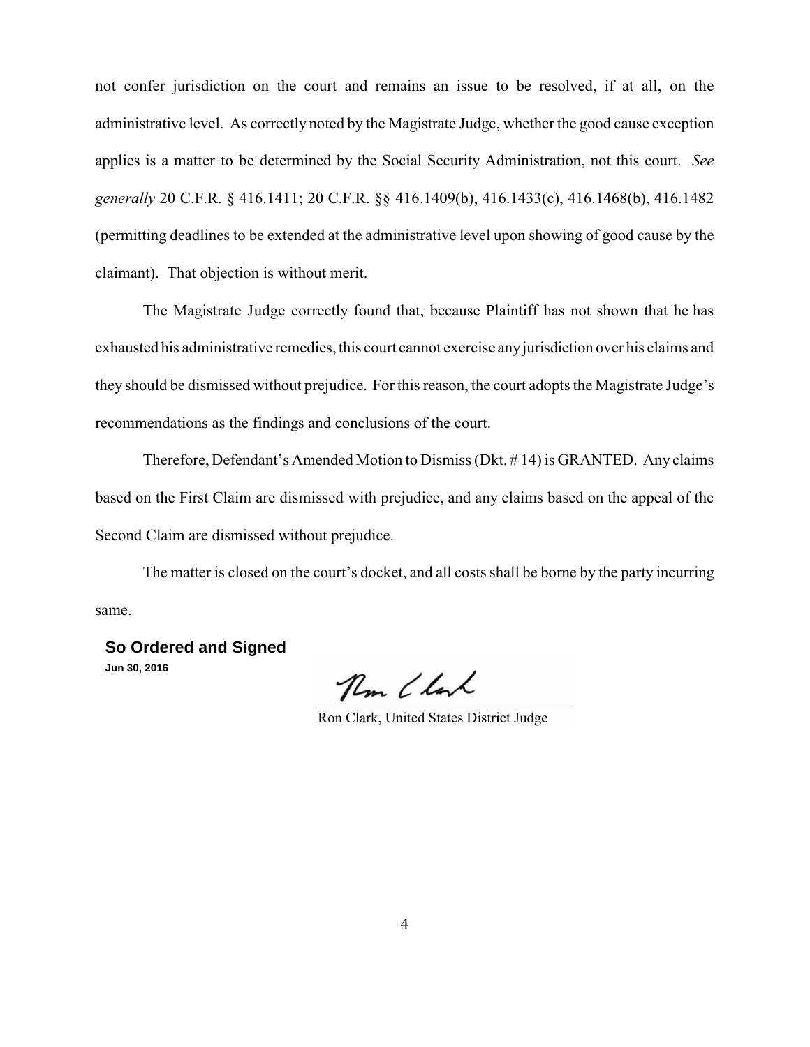not confer jurisdiction on the court and remains an issue to be resolved, if at all, on the administrative level. As correctly noted by the Magistrate Judge, whether the good cause exception applies is a matter to be determined by the Social Security Administration, not this court. *See generally* 20 C.F.R. § 416.1411; 20 C.F.R. §§ 416.1409(b), 416.1433(c), 416.1468(b), 416.1482 (permitting deadlines to be extended at the administrative level upon showing of good cause by the claimant). That objection is without merit.

The Magistrate Judge correctly found that, because Plaintiff has not shown that he has exhausted his administrative remedies, this court cannot exercise any jurisdiction over his claims and they should be dismissed without prejudice. For this reason, the court adopts the Magistrate Judge's recommendations as the findings and conclusions of the court.

Therefore, Defendant's Amended Motion to Dismiss (Dkt. # 14) is GRANTED. Any claims based on the First Claim are dismissed with prejudice, and any claims based on the appeal of the Second Claim are dismissed without prejudice.

The matter is closed on the court's docket, and all costs shall be borne by the party incurring same.

**So Ordered and Signed**
**Jun 30, 2016**

Ron Clark, United States District Judge